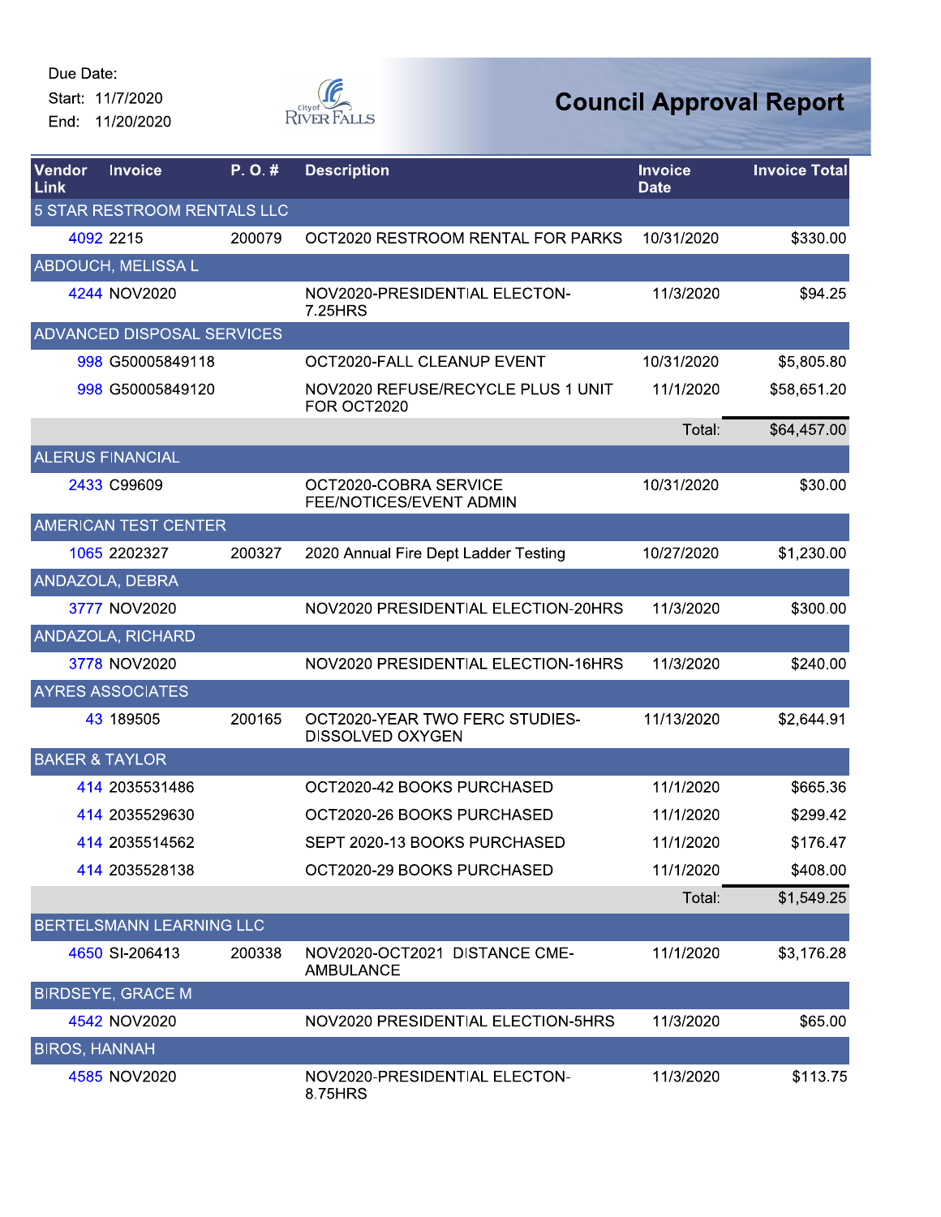Due Date:
Start: 11/7/2020
End: 11/20/2020

# Council Approval Report

| Vendor Link | Invoice | P. O. # | Description | Invoice Date | Invoice Total |
|---|---|---|---|---|---|
| **5 STAR RESTROOM RENTALS LLC** | | | | | |
| 4092 | 2215 | 200079 | OCT2020 RESTROOM RENTAL FOR PARKS | 10/31/2020 | $330.00 |
| **ABDOUCH, MELISSA L** | | | | | |
| 4244 | NOV2020 | | NOV2020-PRESIDENTIAL ELECTON-7.25HRS | 11/3/2020 | $94.25 |
| **ADVANCED DISPOSAL SERVICES** | | | | | |
| 998 | G50005849118 | | OCT2020-FALL CLEANUP EVENT | 10/31/2020 | $5,805.80 |
| 998 | G50005849120 | | NOV2020 REFUSE/RECYCLE PLUS 1 UNIT FOR OCT2020 | 11/1/2020 | $58,651.20 |
| | | | | Total: | $64,457.00 |
| **ALERUS FINANCIAL** | | | | | |
| 2433 | C99609 | | OCT2020-COBRA SERVICE FEE/NOTICES/EVENT ADMIN | 10/31/2020 | $30.00 |
| **AMERICAN TEST CENTER** | | | | | |
| 1065 | 2202327 | 200327 | 2020 Annual Fire Dept Ladder Testing | 10/27/2020 | $1,230.00 |
| **ANDAZOLA, DEBRA** | | | | | |
| 3777 | NOV2020 | | NOV2020 PRESIDENTIAL ELECTION-20HRS | 11/3/2020 | $300.00 |
| **ANDAZOLA, RICHARD** | | | | | |
| 3778 | NOV2020 | | NOV2020 PRESIDENTIAL ELECTION-16HRS | 11/3/2020 | $240.00 |
| **AYRES ASSOCIATES** | | | | | |
| 43 | 189505 | 200165 | OCT2020-YEAR TWO FERC STUDIES-DISSOLVED OXYGEN | 11/13/2020 | $2,644.91 |
| **BAKER & TAYLOR** | | | | | |
| 414 | 2035531486 | | OCT2020-42 BOOKS PURCHASED | 11/1/2020 | $665.36 |
| 414 | 2035529630 | | OCT2020-26 BOOKS PURCHASED | 11/1/2020 | $299.42 |
| 414 | 2035514562 | | SEPT 2020-13 BOOKS PURCHASED | 11/1/2020 | $176.47 |
| 414 | 2035528138 | | OCT2020-29 BOOKS PURCHASED | 11/1/2020 | $408.00 |
| | | | | Total: | $1,549.25 |
| **BERTELSMANN LEARNING LLC** | | | | | |
| 4650 | SI-206413 | 200338 | NOV2020-OCT2021 DISTANCE CME-AMBULANCE | 11/1/2020 | $3,176.28 |
| **BIRDSEYE, GRACE M** | | | | | |
| 4542 | NOV2020 | | NOV2020 PRESIDENTIAL ELECTION-5HRS | 11/3/2020 | $65.00 |
| **BIROS, HANNAH** | | | | | |
| 4585 | NOV2020 | | NOV2020-PRESIDENTIAL ELECTON-8.75HRS | 11/3/2020 | $113.75 |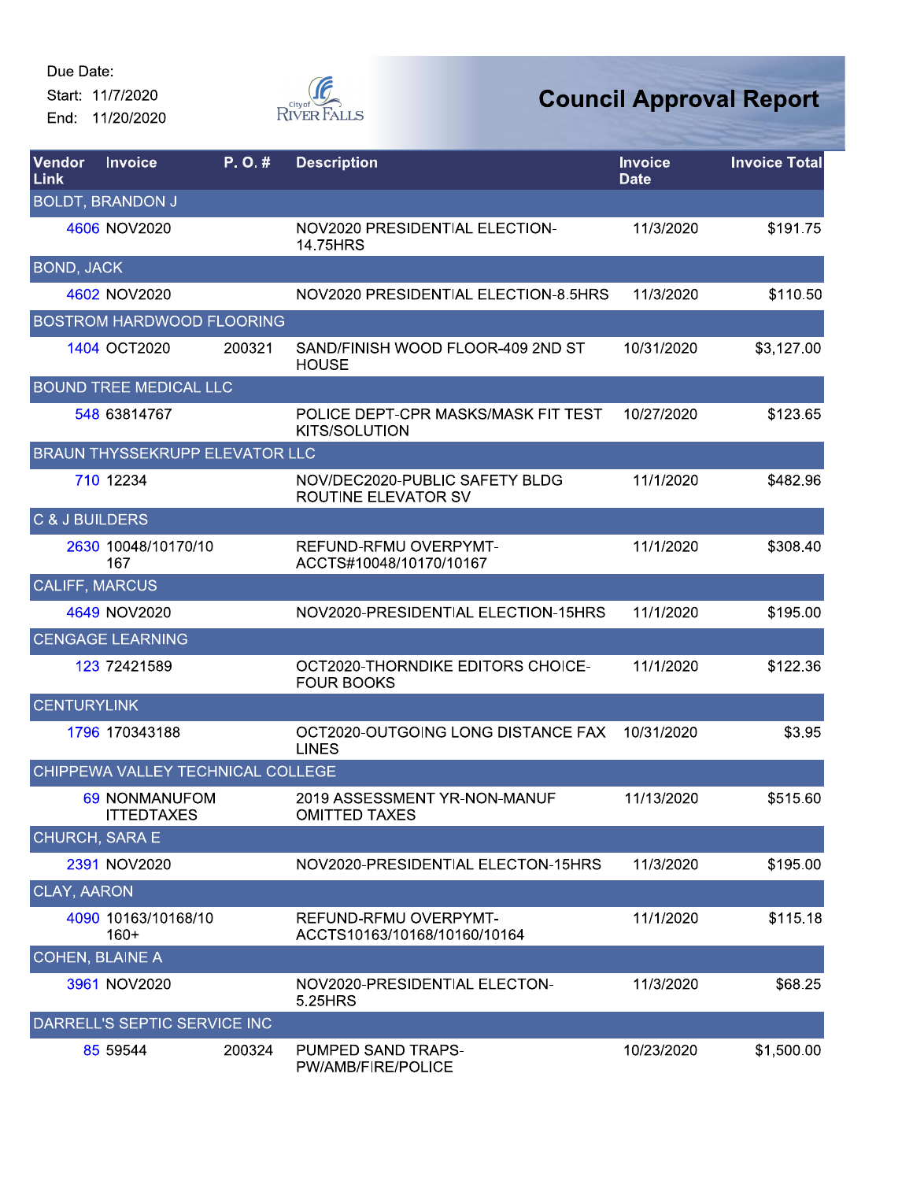Due Date:
Start: 11/7/2020
End: 11/20/2020

# Council Approval Report

| Vendor Link | Invoice | P. O. # | Description | Invoice Date | Invoice Total |
|---|---|---|---|---|---|
| BOLDT, BRANDON J | | | | | |
| 4606 | NOV2020 | | NOV2020 PRESIDENTIAL ELECTION-14.75HRS | 11/3/2020 | $191.75 |
| BOND, JACK | | | | | |
| 4602 | NOV2020 | | NOV2020 PRESIDENTIAL ELECTION-8.5HRS | 11/3/2020 | $110.50 |
| BOSTROM HARDWOOD FLOORING | | | | | |
| 1404 | OCT2020 | 200321 | SAND/FINISH WOOD FLOOR-409 2ND ST HOUSE | 10/31/2020 | $3,127.00 |
| BOUND TREE MEDICAL LLC | | | | | |
| 548 | 63814767 | | POLICE DEPT-CPR MASKS/MASK FIT TEST KITS/SOLUTION | 10/27/2020 | $123.65 |
| BRAUN THYSSEKRUPP ELEVATOR LLC | | | | | |
| 710 | 12234 | | NOV/DEC2020-PUBLIC SAFETY BLDG ROUTINE ELEVATOR SV | 11/1/2020 | $482.96 |
| C & J BUILDERS | | | | | |
| 2630 | 10048/10170/10167 | | REFUND-RFMU OVERPYMT-ACCTS#10048/10170/10167 | 11/1/2020 | $308.40 |
| CALIFF, MARCUS | | | | | |
| 4649 | NOV2020 | | NOV2020-PRESIDENTIAL ELECTION-15HRS | 11/1/2020 | $195.00 |
| CENGAGE LEARNING | | | | | |
| 123 | 72421589 | | OCT2020-THORNDIKE EDITORS CHOICE-FOUR BOOKS | 11/1/2020 | $122.36 |
| CENTURYLINK | | | | | |
| 1796 | 170343188 | | OCT2020-OUTGOING LONG DISTANCE FAX LINES | 10/31/2020 | $3.95 |
| CHIPPEWA VALLEY TECHNICAL COLLEGE | | | | | |
| 69 | NONMANUFOMITTEDTAXES | | 2019 ASSESSMENT YR-NON-MANUF OMITTED TAXES | 11/13/2020 | $515.60 |
| CHURCH, SARA E | | | | | |
| 2391 | NOV2020 | | NOV2020-PRESIDENTIAL ELECTON-15HRS | 11/3/2020 | $195.00 |
| CLAY, AARON | | | | | |
| 4090 | 10163/10168/10160+ | | REFUND-RFMU OVERPYMT-ACCTS10163/10168/10160/10164 | 11/1/2020 | $115.18 |
| COHEN, BLAINE A | | | | | |
| 3961 | NOV2020 | | NOV2020-PRESIDENTIAL ELECTON-5.25HRS | 11/3/2020 | $68.25 |
| DARRELL'S SEPTIC SERVICE INC | | | | | |
| 85 | 59544 | 200324 | PUMPED SAND TRAPS-PW/AMB/FIRE/POLICE | 10/23/2020 | $1,500.00 |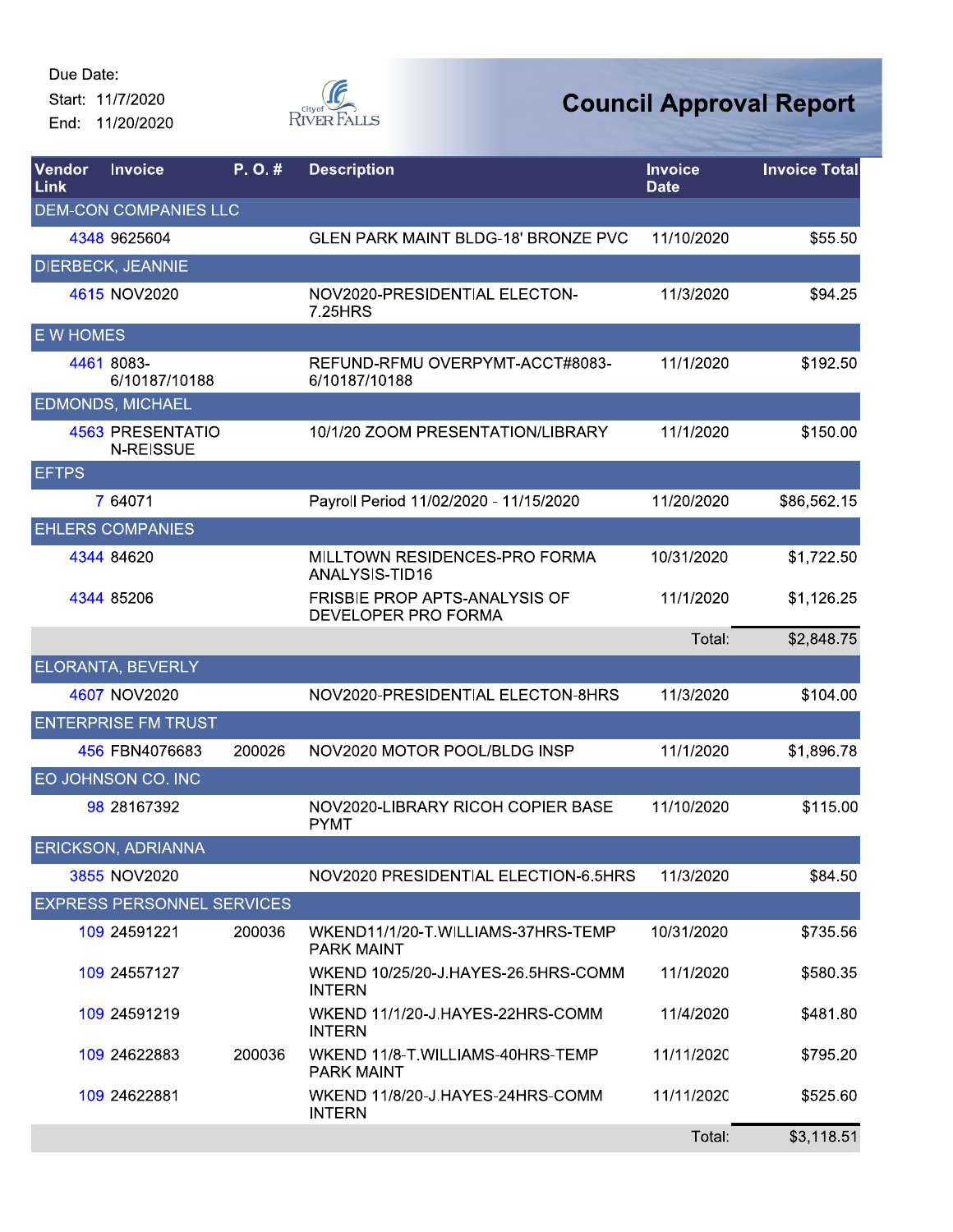Due Date:
Start: 11/7/2020
End: 11/20/2020

# Council Approval Report

| Vendor Link | Invoice | P. O. # | Description | Invoice Date | Invoice Total |
|---|---|---|---|---|---|
| DEM-CON COMPANIES LLC | | | | | |
| 4348 | 9625604 | | GLEN PARK MAINT BLDG-18' BRONZE PVC | 11/10/2020 | $55.50 |
| DIERBECK, JEANNIE | | | | | |
| 4615 | NOV2020 | | NOV2020-PRESIDENTIAL ELECTON-7.25HRS | 11/3/2020 | $94.25 |
| E W HOMES | | | | | |
| 4461 | 8083-6/10187/10188 | | REFUND-RFMU OVERPYMT-ACCT#8083-6/10187/10188 | 11/1/2020 | $192.50 |
| EDMONDS, MICHAEL | | | | | |
| 4563 | PRESENTATION-REISSUE | | 10/1/20 ZOOM PRESENTATION/LIBRARY | 11/1/2020 | $150.00 |
| EFTPS | | | | | |
| 7 | 64071 | | Payroll Period 11/02/2020 - 11/15/2020 | 11/20/2020 | $86,562.15 |
| EHLERS COMPANIES | | | | | |
| 4344 | 84620 | | MILLTOWN RESIDENCES-PRO FORMA ANALYSIS-TID16 | 10/31/2020 | $1,722.50 |
| 4344 | 85206 | | FRISBIE PROP APTS-ANALYSIS OF DEVELOPER PRO FORMA | 11/1/2020 | $1,126.25 |
| | | | | Total: | $2,848.75 |
| ELORANTA, BEVERLY | | | | | |
| 4607 | NOV2020 | | NOV2020-PRESIDENTIAL ELECTON-8HRS | 11/3/2020 | $104.00 |
| ENTERPRISE FM TRUST | | | | | |
| 456 | FBN4076683 | 200026 | NOV2020 MOTOR POOL/BLDG INSP | 11/1/2020 | $1,896.78 |
| EO JOHNSON CO. INC | | | | | |
| 98 | 28167392 | | NOV2020-LIBRARY RICOH COPIER BASE PYMT | 11/10/2020 | $115.00 |
| ERICKSON, ADRIANNA | | | | | |
| 3855 | NOV2020 | | NOV2020 PRESIDENTIAL ELECTION-6.5HRS | 11/3/2020 | $84.50 |
| EXPRESS PERSONNEL SERVICES | | | | | |
| 109 | 24591221 | 200036 | WKEND11/1/20-T.WILLIAMS-37HRS-TEMP PARK MAINT | 10/31/2020 | $735.56 |
| 109 | 24557127 | | WKEND 10/25/20-J.HAYES-26.5HRS-COMM INTERN | 11/1/2020 | $580.35 |
| 109 | 24591219 | | WKEND 11/1/20-J.HAYES-22HRS-COMM INTERN | 11/4/2020 | $481.80 |
| 109 | 24622883 | 200036 | WKEND 11/8-T.WILLIAMS-40HRS-TEMP PARK MAINT | 11/11/2020 | $795.20 |
| 109 | 24622881 | | WKEND 11/8/20-J.HAYES-24HRS-COMM INTERN | 11/11/2020 | $525.60 |
| | | | | Total: | $3,118.51 |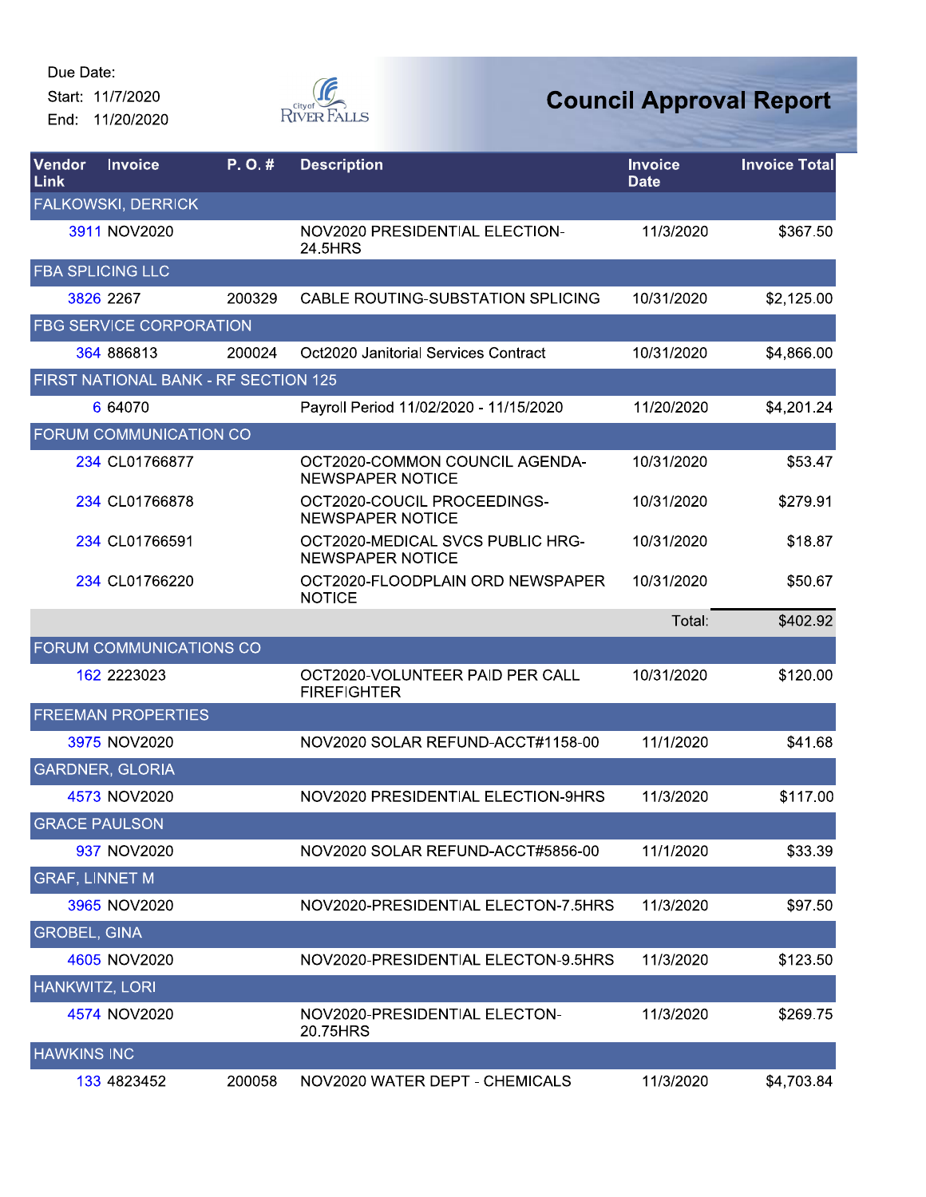Due Date:
Start: 11/7/2020
End: 11/20/2020

City of River Falls

# Council Approval Report

| Vendor Link | Invoice | P. O. # | Description | Invoice Date | Invoice Total |
|---|---|---|---|---|---|
| FALKOWSKI, DERRICK | | | | | |
| 3911 | NOV2020 | | NOV2020 PRESIDENTIAL ELECTION-24.5HRS | 11/3/2020 | $367.50 |
| FBA SPLICING LLC | | | | | |
| 3826 | 2267 | 200329 | CABLE ROUTING-SUBSTATION SPLICING | 10/31/2020 | $2,125.00 |
| FBG SERVICE CORPORATION | | | | | |
| 364 | 886813 | 200024 | Oct2020 Janitorial Services Contract | 10/31/2020 | $4,866.00 |
| FIRST NATIONAL BANK - RF SECTION 125 | | | | | |
| 6 | 64070 | | Payroll Period 11/02/2020 - 11/15/2020 | 11/20/2020 | $4,201.24 |
| FORUM COMMUNICATION CO | | | | | |
| 234 | CL01766877 | | OCT2020-COMMON COUNCIL AGENDA-NEWSPAPER NOTICE | 10/31/2020 | $53.47 |
| 234 | CL01766878 | | OCT2020-COUCIL PROCEEDINGS-NEWSPAPER NOTICE | 10/31/2020 | $279.91 |
| 234 | CL01766591 | | OCT2020-MEDICAL SVCS PUBLIC HRG-NEWSPAPER NOTICE | 10/31/2020 | $18.87 |
| 234 | CL01766220 | | OCT2020-FLOODPLAIN ORD NEWSPAPER NOTICE | 10/31/2020 | $50.67 |
| | | | | Total: | $402.92 |
| FORUM COMMUNICATIONS CO | | | | | |
| 162 | 2223023 | | OCT2020-VOLUNTEER PAID PER CALL FIREFIGHTER | 10/31/2020 | $120.00 |
| FREEMAN PROPERTIES | | | | | |
| 3975 | NOV2020 | | NOV2020 SOLAR REFUND-ACCT#1158-00 | 11/1/2020 | $41.68 |
| GARDNER, GLORIA | | | | | |
| 4573 | NOV2020 | | NOV2020 PRESIDENTIAL ELECTION-9HRS | 11/3/2020 | $117.00 |
| GRACE PAULSON | | | | | |
| 937 | NOV2020 | | NOV2020 SOLAR REFUND-ACCT#5856-00 | 11/1/2020 | $33.39 |
| GRAF, LINNET M | | | | | |
| 3965 | NOV2020 | | NOV2020-PRESIDENTIAL ELECTON-7.5HRS | 11/3/2020 | $97.50 |
| GROBEL, GINA | | | | | |
| 4605 | NOV2020 | | NOV2020-PRESIDENTIAL ELECTON-9.5HRS | 11/3/2020 | $123.50 |
| HANKWITZ, LORI | | | | | |
| 4574 | NOV2020 | | NOV2020-PRESIDENTIAL ELECTON-20.75HRS | 11/3/2020 | $269.75 |
| HAWKINS INC | | | | | |
| 133 | 4823452 | 200058 | NOV2020 WATER DEPT - CHEMICALS | 11/3/2020 | $4,703.84 |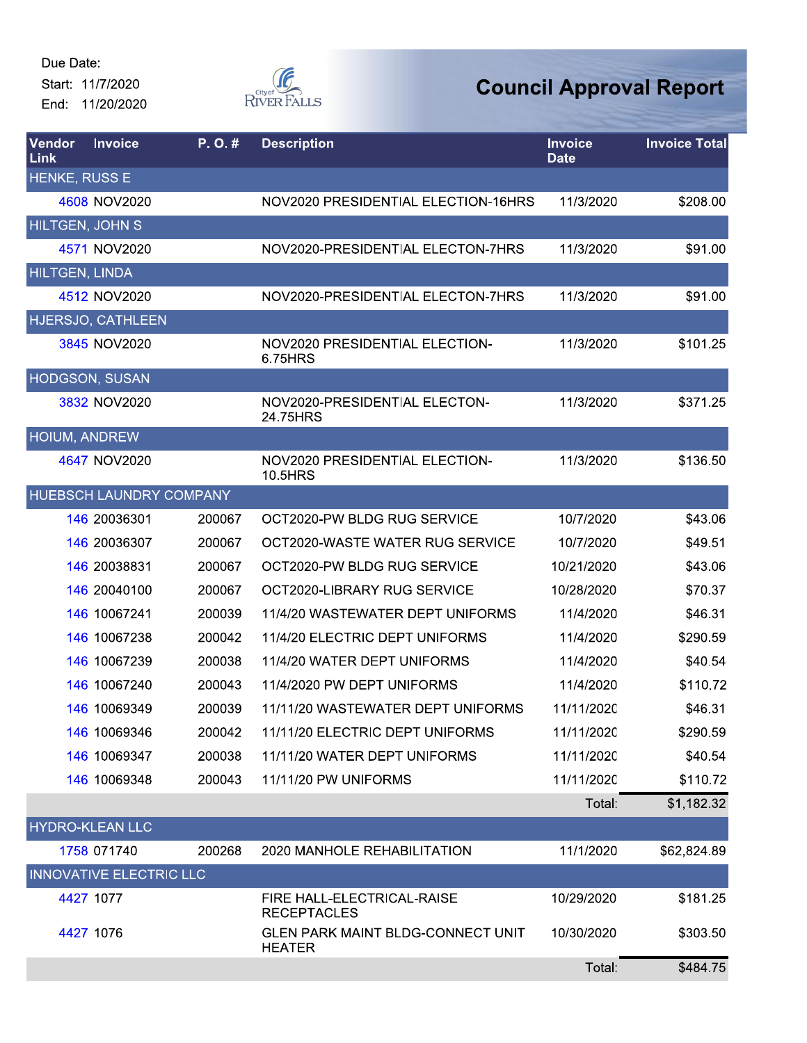Due Date:
Start: 11/7/2020
End: 11/20/2020

# Council Approval Report

| Vendor Link | Invoice | P. O. # | Description | Invoice Date | Invoice Total |
|---|---|---|---|---|---|
| HENKE, RUSS E | | | | | |
| 4608 | NOV2020 | | NOV2020 PRESIDENTIAL ELECTION-16HRS | 11/3/2020 | $208.00 |
| HILTGEN, JOHN S | | | | | |
| 4571 | NOV2020 | | NOV2020-PRESIDENTIAL ELECTON-7HRS | 11/3/2020 | $91.00 |
| HILTGEN, LINDA | | | | | |
| 4512 | NOV2020 | | NOV2020-PRESIDENTIAL ELECTON-7HRS | 11/3/2020 | $91.00 |
| HJERSJO, CATHLEEN | | | | | |
| 3845 | NOV2020 | | NOV2020 PRESIDENTIAL ELECTION-6.75HRS | 11/3/2020 | $101.25 |
| HODGSON, SUSAN | | | | | |
| 3832 | NOV2020 | | NOV2020-PRESIDENTIAL ELECTON-24.75HRS | 11/3/2020 | $371.25 |
| HOIUM, ANDREW | | | | | |
| 4647 | NOV2020 | | NOV2020 PRESIDENTIAL ELECTION-10.5HRS | 11/3/2020 | $136.50 |
| HUEBSCH LAUNDRY COMPANY | | | | | |
| 146 | 20036301 | 200067 | OCT2020-PW BLDG RUG SERVICE | 10/7/2020 | $43.06 |
| 146 | 20036307 | 200067 | OCT2020-WASTE WATER RUG SERVICE | 10/7/2020 | $49.51 |
| 146 | 20038831 | 200067 | OCT2020-PW BLDG RUG SERVICE | 10/21/2020 | $43.06 |
| 146 | 20040100 | 200067 | OCT2020-LIBRARY RUG SERVICE | 10/28/2020 | $70.37 |
| 146 | 10067241 | 200039 | 11/4/20 WASTEWATER DEPT UNIFORMS | 11/4/2020 | $46.31 |
| 146 | 10067238 | 200042 | 11/4/20 ELECTRIC DEPT UNIFORMS | 11/4/2020 | $290.59 |
| 146 | 10067239 | 200038 | 11/4/20 WATER DEPT UNIFORMS | 11/4/2020 | $40.54 |
| 146 | 10067240 | 200043 | 11/4/2020 PW DEPT UNIFORMS | 11/4/2020 | $110.72 |
| 146 | 10069349 | 200039 | 11/11/20 WASTEWATER DEPT UNIFORMS | 11/11/2020 | $46.31 |
| 146 | 10069346 | 200042 | 11/11/20 ELECTRIC DEPT UNIFORMS | 11/11/2020 | $290.59 |
| 146 | 10069347 | 200038 | 11/11/20 WATER DEPT UNIFORMS | 11/11/2020 | $40.54 |
| 146 | 10069348 | 200043 | 11/11/20 PW UNIFORMS | 11/11/2020 | $110.72 |
| | | | | Total: | $1,182.32 |
| HYDRO-KLEAN LLC | | | | | |
| 1758 | 071740 | 200268 | 2020 MANHOLE REHABILITATION | 11/1/2020 | $62,824.89 |
| INNOVATIVE ELECTRIC LLC | | | | | |
| 4427 | 1077 | | FIRE HALL-ELECTRICAL-RAISE RECEPTACLES | 10/29/2020 | $181.25 |
| 4427 | 1076 | | GLEN PARK MAINT BLDG-CONNECT UNIT HEATER | 10/30/2020 | $303.50 |
| | | | | Total: | $484.75 |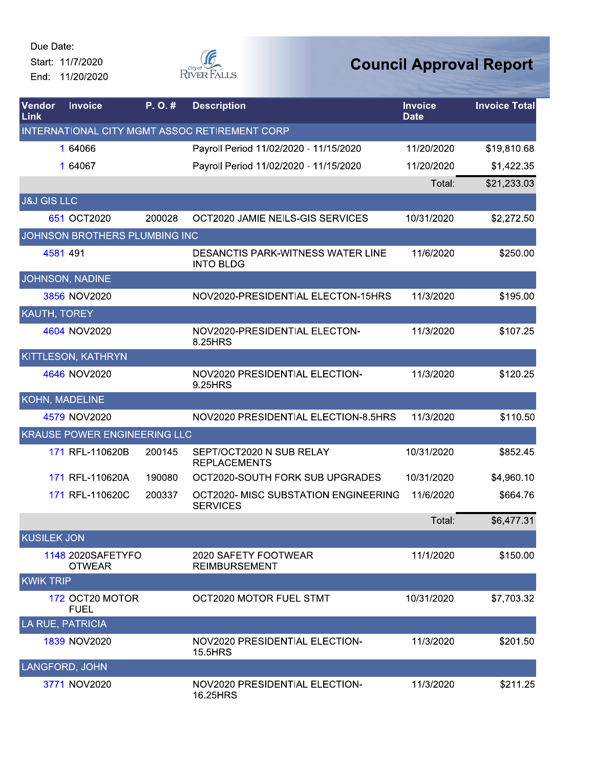Due Date:
Start: 11/7/2020
End: 11/20/2020

City of River Falls

# Council Approval Report

| Vendor Link | Invoice | P. O. # | Description | Invoice Date | Invoice Total |
|---|---|---|---|---|---|
| INTERNATIONAL CITY MGMT ASSOC RETIREMENT CORP | | | | | |
| 1 | 64066 | | Payroll Period 11/02/2020 - 11/15/2020 | 11/20/2020 | $19,810.68 |
| 1 | 64067 | | Payroll Period 11/02/2020 - 11/15/2020 | 11/20/2020 | $1,422.35 |
| | | | | Total: | $21,233.03 |
| J&J GIS LLC | | | | | |
| 651 | OCT2020 | 200028 | OCT2020 JAMIE NEILS-GIS SERVICES | 10/31/2020 | $2,272.50 |
| JOHNSON BROTHERS PLUMBING INC | | | | | |
| 4581 | 491 | | DESANCTIS PARK-WITNESS WATER LINE INTO BLDG | 11/6/2020 | $250.00 |
| JOHNSON, NADINE | | | | | |
| 3856 | NOV2020 | | NOV2020-PRESIDENTIAL ELECTON-15HRS | 11/3/2020 | $195.00 |
| KAUTH, TOREY | | | | | |
| 4604 | NOV2020 | | NOV2020-PRESIDENTIAL ELECTON-8.25HRS | 11/3/2020 | $107.25 |
| KITTLESON, KATHRYN | | | | | |
| 4646 | NOV2020 | | NOV2020 PRESIDENTIAL ELECTION-9.25HRS | 11/3/2020 | $120.25 |
| KOHN, MADELINE | | | | | |
| 4579 | NOV2020 | | NOV2020 PRESIDENTIAL ELECTION-8.5HRS | 11/3/2020 | $110.50 |
| KRAUSE POWER ENGINEERING LLC | | | | | |
| 171 | RFL-110620B | 200145 | SEPT/OCT2020 N SUB RELAY REPLACEMENTS | 10/31/2020 | $852.45 |
| 171 | RFL-110620A | 190080 | OCT2020-SOUTH FORK SUB UPGRADES | 10/31/2020 | $4,960.10 |
| 171 | RFL-110620C | 200337 | OCT2020- MISC SUBSTATION ENGINEERING SERVICES | 11/6/2020 | $664.76 |
| | | | | Total: | $6,477.31 |
| KUSILEK JON | | | | | |
| 1148 | 2020SAFETYFOOTWEAR | | 2020 SAFETY FOOTWEAR REIMBURSEMENT | 11/1/2020 | $150.00 |
| KWIK TRIP | | | | | |
| 172 | OCT20 MOTOR FUEL | | OCT2020 MOTOR FUEL STMT | 10/31/2020 | $7,703.32 |
| LA RUE, PATRICIA | | | | | |
| 1839 | NOV2020 | | NOV2020 PRESIDENTIAL ELECTION-15.5HRS | 11/3/2020 | $201.50 |
| LANGFORD, JOHN | | | | | |
| 3771 | NOV2020 | | NOV2020 PRESIDENTIAL ELECTION-16.25HRS | 11/3/2020 | $211.25 |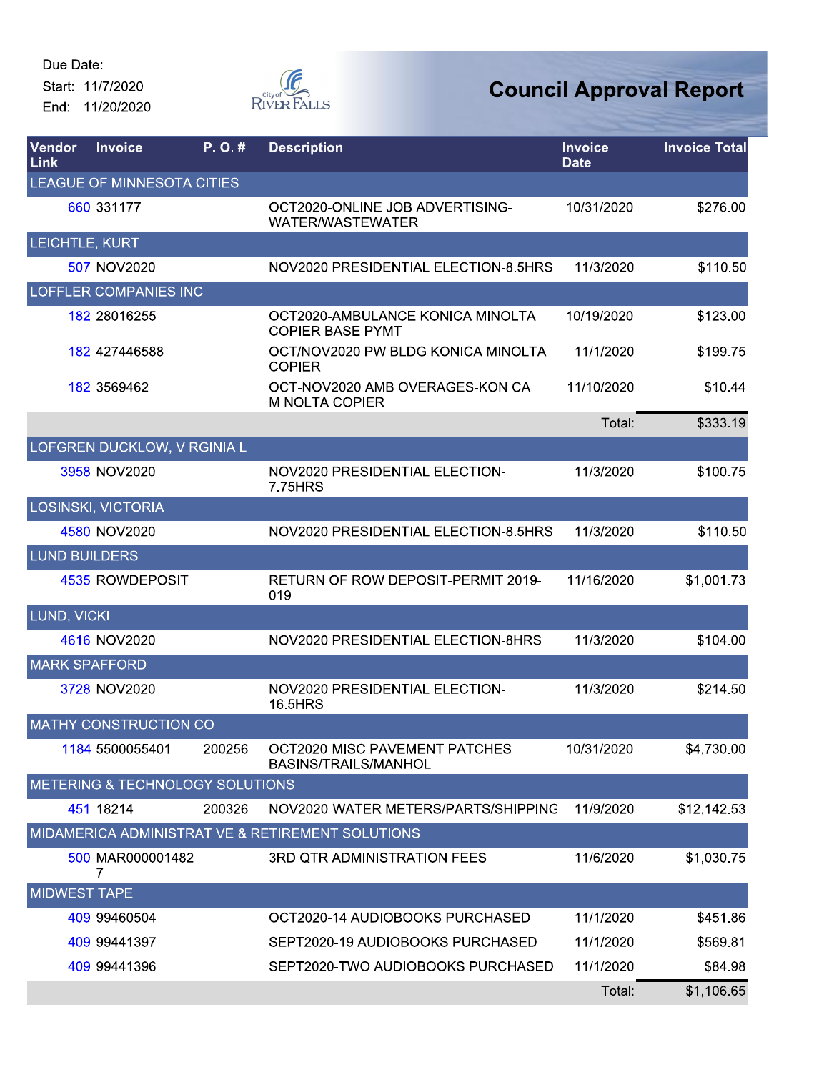Due Date:
Start: 11/7/2020
End: 11/20/2020

# Council Approval Report

| Vendor Link | Invoice | P. O. # | Description | Invoice Date | Invoice Total |
|---|---|---|---|---|---|
| LEAGUE OF MINNESOTA CITIES | | | | | |
| 660 | 331177 | | OCT2020-ONLINE JOB ADVERTISING-WATER/WASTEWATER | 10/31/2020 | $276.00 |
| LEICHTLE, KURT | | | | | |
| 507 | NOV2020 | | NOV2020 PRESIDENTIAL ELECTION-8.5HRS | 11/3/2020 | $110.50 |
| LOFFLER COMPANIES INC | | | | | |
| 182 | 28016255 | | OCT2020-AMBULANCE KONICA MINOLTA COPIER BASE PYMT | 10/19/2020 | $123.00 |
| 182 | 427446588 | | OCT/NOV2020 PW BLDG KONICA MINOLTA COPIER | 11/1/2020 | $199.75 |
| 182 | 3569462 | | OCT-NOV2020 AMB OVERAGES-KONICA MINOLTA COPIER | 11/10/2020 | $10.44 |
| | | | | Total: | $333.19 |
| LOFGREN DUCKLOW, VIRGINIA L | | | | | |
| 3958 | NOV2020 | | NOV2020 PRESIDENTIAL ELECTION-7.75HRS | 11/3/2020 | $100.75 |
| LOSINSKI, VICTORIA | | | | | |
| 4580 | NOV2020 | | NOV2020 PRESIDENTIAL ELECTION-8.5HRS | 11/3/2020 | $110.50 |
| LUND BUILDERS | | | | | |
| 4535 | ROWDEPOSIT | | RETURN OF ROW DEPOSIT-PERMIT 2019-019 | 11/16/2020 | $1,001.73 |
| LUND, VICKI | | | | | |
| 4616 | NOV2020 | | NOV2020 PRESIDENTIAL ELECTION-8HRS | 11/3/2020 | $104.00 |
| MARK SPAFFORD | | | | | |
| 3728 | NOV2020 | | NOV2020 PRESIDENTIAL ELECTION-16.5HRS | 11/3/2020 | $214.50 |
| MATHY CONSTRUCTION CO | | | | | |
| 1184 | 5500055401 | 200256 | OCT2020-MISC PAVEMENT PATCHES-BASINS/TRAILS/MANHOL | 10/31/2020 | $4,730.00 |
| METERING & TECHNOLOGY SOLUTIONS | | | | | |
| 451 | 18214 | 200326 | NOV2020-WATER METERS/PARTS/SHIPPING | 11/9/2020 | $12,142.53 |
| MIDAMERICA ADMINISTRATIVE & RETIREMENT SOLUTIONS | | | | | |
| 500 | MAR0000014827 | | 3RD QTR ADMINISTRATION FEES | 11/6/2020 | $1,030.75 |
| MIDWEST TAPE | | | | | |
| 409 | 99460504 | | OCT2020-14 AUDIOBOOKS PURCHASED | 11/1/2020 | $451.86 |
| 409 | 99441397 | | SEPT2020-19 AUDIOBOOKS PURCHASED | 11/1/2020 | $569.81 |
| 409 | 99441396 | | SEPT2020-TWO AUDIOBOOKS PURCHASED | 11/1/2020 | $84.98 |
| | | | | Total: | $1,106.65 |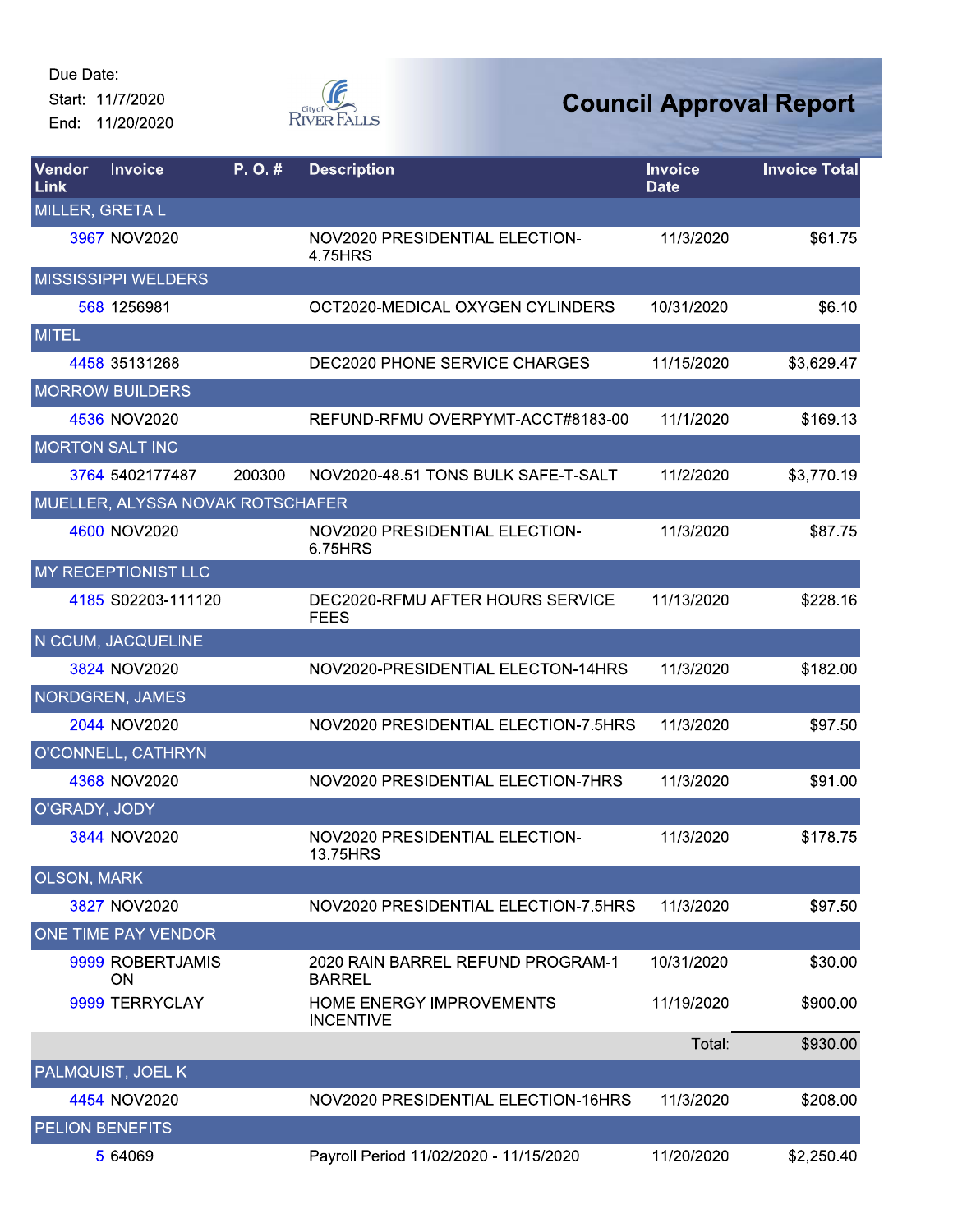Due Date:
Start: 11/7/2020
End: 11/20/2020

# Council Approval Report

| Vendor Link | Invoice | P. O. # | Description | Invoice Date | Invoice Total |
|---|---|---|---|---|---|
| MILLER, GRETA L | | | | | |
| 3967 | NOV2020 | | NOV2020 PRESIDENTIAL ELECTION-4.75HRS | 11/3/2020 | $61.75 |
| MISSISSIPPI WELDERS | | | | | |
| 568 | 1256981 | | OCT2020-MEDICAL OXYGEN CYLINDERS | 10/31/2020 | $6.10 |
| MITEL | | | | | |
| 4458 | 35131268 | | DEC2020 PHONE SERVICE CHARGES | 11/15/2020 | $3,629.47 |
| MORROW BUILDERS | | | | | |
| 4536 | NOV2020 | | REFUND-RFMU OVERPYMT-ACCT#8183-00 | 11/1/2020 | $169.13 |
| MORTON SALT INC | | | | | |
| 3764 | 5402177487 | 200300 | NOV2020-48.51 TONS BULK SAFE-T-SALT | 11/2/2020 | $3,770.19 |
| MUELLER, ALYSSA NOVAK ROTSCHAFER | | | | | |
| 4600 | NOV2020 | | NOV2020 PRESIDENTIAL ELECTION-6.75HRS | 11/3/2020 | $87.75 |
| MY RECEPTIONIST LLC | | | | | |
| 4185 | S02203-111120 | | DEC2020-RFMU AFTER HOURS SERVICE FEES | 11/13/2020 | $228.16 |
| NICCUM, JACQUELINE | | | | | |
| 3824 | NOV2020 | | NOV2020-PRESIDENTIAL ELECTON-14HRS | 11/3/2020 | $182.00 |
| NORDGREN, JAMES | | | | | |
| 2044 | NOV2020 | | NOV2020 PRESIDENTIAL ELECTION-7.5HRS | 11/3/2020 | $97.50 |
| O'CONNELL, CATHRYN | | | | | |
| 4368 | NOV2020 | | NOV2020 PRESIDENTIAL ELECTION-7HRS | 11/3/2020 | $91.00 |
| O'GRADY, JODY | | | | | |
| 3844 | NOV2020 | | NOV2020 PRESIDENTIAL ELECTION-13.75HRS | 11/3/2020 | $178.75 |
| OLSON, MARK | | | | | |
| 3827 | NOV2020 | | NOV2020 PRESIDENTIAL ELECTION-7.5HRS | 11/3/2020 | $97.50 |
| ONE TIME PAY VENDOR | | | | | |
| 9999 | ROBERTJAMISON | | 2020 RAIN BARREL REFUND PROGRAM-1 BARREL | 10/31/2020 | $30.00 |
| 9999 | TERRYCLAY | | HOME ENERGY IMPROVEMENTS INCENTIVE | 11/19/2020 | $900.00 |
| | | | | Total: | $930.00 |
| PALMQUIST, JOEL K | | | | | |
| 4454 | NOV2020 | | NOV2020 PRESIDENTIAL ELECTION-16HRS | 11/3/2020 | $208.00 |
| PELION BENEFITS | | | | | |
| 5 | 64069 | | Payroll Period 11/02/2020 - 11/15/2020 | 11/20/2020 | $2,250.40 |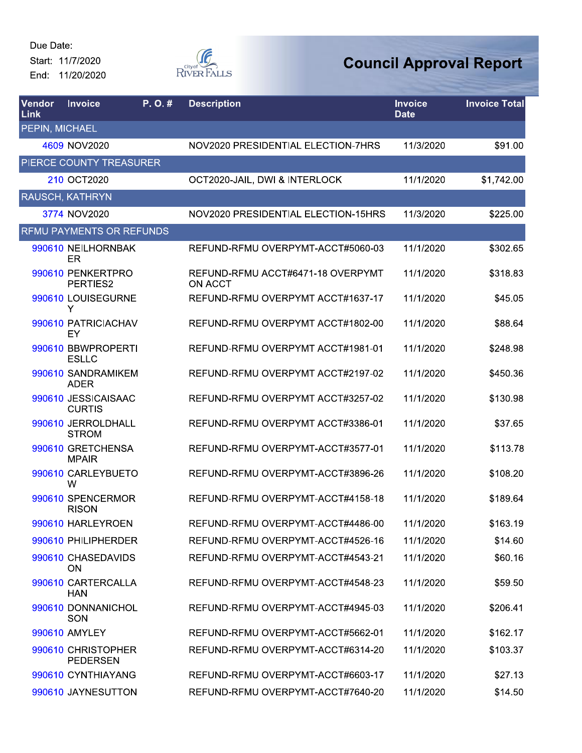Due Date:
Start: 11/7/2020
End: 11/20/2020

City of River Falls

# Council Approval Report

| Vendor Link | Invoice | P. O. # | Description | Invoice Date | Invoice Total |
|---|---|---|---|---|---|
| PEPIN, MICHAEL | | | | | |
| 4609 | NOV2020 | | NOV2020 PRESIDENTIAL ELECTION-7HRS | 11/3/2020 | $91.00 |
| PIERCE COUNTY TREASURER | | | | | |
| 210 | OCT2020 | | OCT2020-JAIL, DWI & INTERLOCK | 11/1/2020 | $1,742.00 |
| RAUSCH, KATHRYN | | | | | |
| 3774 | NOV2020 | | NOV2020 PRESIDENTIAL ELECTION-15HRS | 11/3/2020 | $225.00 |
| RFMU PAYMENTS OR REFUNDS | | | | | |
| 990610 | NEILHORNBAKER | | REFUND-RFMU OVERPYMT-ACCT#5060-03 | 11/1/2020 | $302.65 |
| 990610 | PENKERTPROPERTIES2 | | REFUND-RFMU ACCT#6471-18 OVERPYMT ON ACCT | 11/1/2020 | $318.83 |
| 990610 | LOUISEGURNEY | | REFUND-RFMU OVERPYMT ACCT#1637-17 | 11/1/2020 | $45.05 |
| 990610 | PATRICIACHAVEY | | REFUND-RFMU OVERPYMT ACCT#1802-00 | 11/1/2020 | $88.64 |
| 990610 | BBWPROPERTIESLLC | | REFUND-RFMU OVERPYMT ACCT#1981-01 | 11/1/2020 | $248.98 |
| 990610 | SANDRAMIKEMADER | | REFUND-RFMU OVERPYMT ACCT#2197-02 | 11/1/2020 | $450.36 |
| 990610 | JESSICAISAACCURTIS | | REFUND-RFMU OVERPYMT ACCT#3257-02 | 11/1/2020 | $130.98 |
| 990610 | JERROLDHALLSTROM | | REFUND-RFMU OVERPYMT ACCT#3386-01 | 11/1/2020 | $37.65 |
| 990610 | GRETCHENSAMPAIR | | REFUND-RFMU OVERPYMT-ACCT#3577-01 | 11/1/2020 | $113.78 |
| 990610 | CARLEYBUETOW | | REFUND-RFMU OVERPYMT-ACCT#3896-26 | 11/1/2020 | $108.20 |
| 990610 | SPENCERMORRISON | | REFUND-RFMU OVERPYMT-ACCT#4158-18 | 11/1/2020 | $189.64 |
| 990610 | HARLEYROEN | | REFUND-RFMU OVERPYMT-ACCT#4486-00 | 11/1/2020 | $163.19 |
| 990610 | PHILIPHERDER | | REFUND-RFMU OVERPYMT-ACCT#4526-16 | 11/1/2020 | $14.60 |
| 990610 | CHASEDAVIDSON | | REFUND-RFMU OVERPYMT-ACCT#4543-21 | 11/1/2020 | $60.16 |
| 990610 | CARTERCALLAHAN | | REFUND-RFMU OVERPYMT-ACCT#4548-23 | 11/1/2020 | $59.50 |
| 990610 | DONNANICHOLSON | | REFUND-RFMU OVERPYMT-ACCT#4945-03 | 11/1/2020 | $206.41 |
| 990610 | AMYLEY | | REFUND-RFMU OVERPYMT-ACCT#5662-01 | 11/1/2020 | $162.17 |
| 990610 | CHRISTOPHER PEDERSEN | | REFUND-RFMU OVERPYMT-ACCT#6314-20 | 11/1/2020 | $103.37 |
| 990610 | CYNTHIAYANG | | REFUND-RFMU OVERPYMT-ACCT#6603-17 | 11/1/2020 | $27.13 |
| 990610 | JAYNESUTTON | | REFUND-RFMU OVERPYMT-ACCT#7640-20 | 11/1/2020 | $14.50 |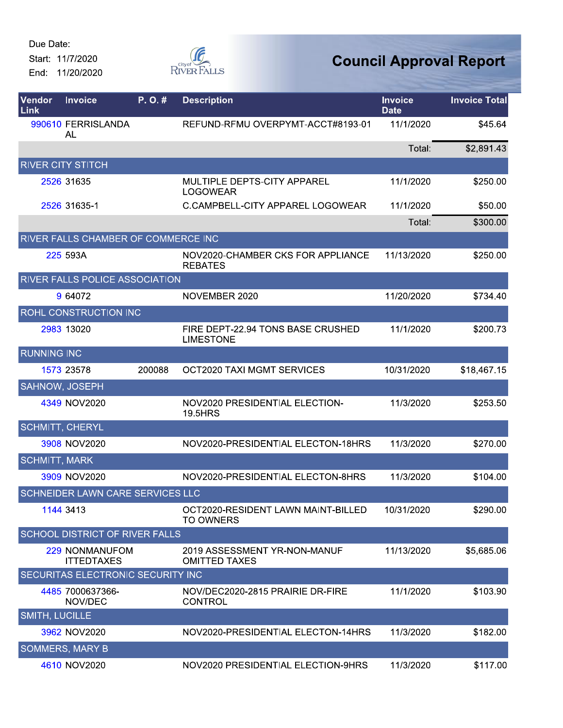Due Date:
Start: 11/7/2020
End: 11/20/2020

# Council Approval Report

| Vendor Link | Invoice | P. O. # | Description | Invoice Date | Invoice Total |
|---|---|---|---|---|---|
| 990610 | FERRISLANDA AL | | REFUND-RFMU OVERPYMT-ACCT#8193-01 | 11/1/2020 | $45.64 |
| | | | | Total: | $2,891.43 |
| RIVER CITY STITCH | | | | | |
| 2526 | 31635 | | MULTIPLE DEPTS-CITY APPAREL LOGOWEAR | 11/1/2020 | $250.00 |
| 2526 | 31635-1 | | C.CAMPBELL-CITY APPAREL LOGOWEAR | 11/1/2020 | $50.00 |
| | | | | Total: | $300.00 |
| RIVER FALLS CHAMBER OF COMMERCE INC | | | | | |
| 225 | 593A | | NOV2020-CHAMBER CKS FOR APPLIANCE REBATES | 11/13/2020 | $250.00 |
| RIVER FALLS POLICE ASSOCIATION | | | | | |
| 9 | 64072 | | NOVEMBER 2020 | 11/20/2020 | $734.40 |
| ROHL CONSTRUCTION INC | | | | | |
| 2983 | 13020 | | FIRE DEPT-22.94 TONS BASE CRUSHED LIMESTONE | 11/1/2020 | $200.73 |
| RUNNING INC | | | | | |
| 1573 | 23578 | 200088 | OCT2020 TAXI MGMT SERVICES | 10/31/2020 | $18,467.15 |
| SAHNOW, JOSEPH | | | | | |
| 4349 | NOV2020 | | NOV2020 PRESIDENTIAL ELECTION-19.5HRS | 11/3/2020 | $253.50 |
| SCHMITT, CHERYL | | | | | |
| 3908 | NOV2020 | | NOV2020-PRESIDENTIAL ELECTON-18HRS | 11/3/2020 | $270.00 |
| SCHMITT, MARK | | | | | |
| 3909 | NOV2020 | | NOV2020-PRESIDENTIAL ELECTON-8HRS | 11/3/2020 | $104.00 |
| SCHNEIDER LAWN CARE SERVICES LLC | | | | | |
| 1144 | 3413 | | OCT2020-RESIDENT LAWN MAINT-BILLED TO OWNERS | 10/31/2020 | $290.00 |
| SCHOOL DISTRICT OF RIVER FALLS | | | | | |
| 229 | NONMANUFOM ITTEDTAXES | | 2019 ASSESSMENT YR-NON-MANUF OMITTED TAXES | 11/13/2020 | $5,685.06 |
| SECURITAS ELECTRONIC SECURITY INC | | | | | |
| 4485 | 7000637366-NOV/DEC | | NOV/DEC2020-2815 PRAIRIE DR-FIRE CONTROL | 11/1/2020 | $103.90 |
| SMITH, LUCILLE | | | | | |
| 3962 | NOV2020 | | NOV2020-PRESIDENTIAL ELECTON-14HRS | 11/3/2020 | $182.00 |
| SOMMERS, MARY B | | | | | |
| 4610 | NOV2020 | | NOV2020 PRESIDENTIAL ELECTION-9HRS | 11/3/2020 | $117.00 |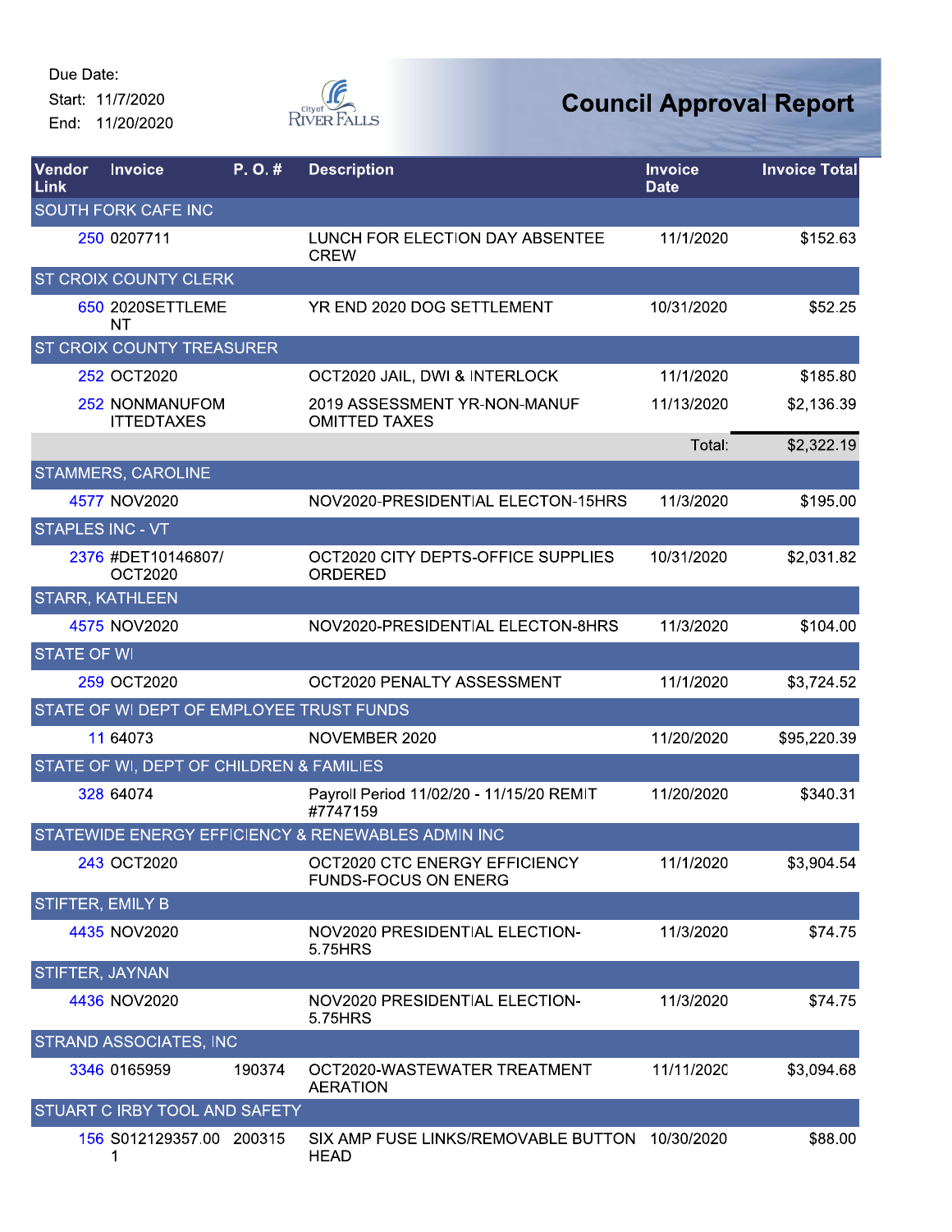Due Date:
Start: 11/7/2020
End: 11/20/2020

# Council Approval Report

| Vendor Link | Invoice | P. O. # | Description | Invoice Date | Invoice Total |
|---|---|---|---|---|---|
| SOUTH FORK CAFE INC | | | | | |
| 250 | 0207711 | | LUNCH FOR ELECTION DAY ABSENTEE CREW | 11/1/2020 | $152.63 |
| ST CROIX COUNTY CLERK | | | | | |
| 650 | 2020SETTLEMENT | | YR END 2020 DOG SETTLEMENT | 10/31/2020 | $52.25 |
| ST CROIX COUNTY TREASURER | | | | | |
| 252 | OCT2020 | | OCT2020 JAIL, DWI & INTERLOCK | 11/1/2020 | $185.80 |
| 252 | NONMANUFOMITTEDTAXES | | 2019 ASSESSMENT YR-NON-MANUF OMITTED TAXES | 11/13/2020 | $2,136.39 |
| | | | | Total: | $2,322.19 |
| STAMMERS, CAROLINE | | | | | |
| 4577 | NOV2020 | | NOV2020-PRESIDENTIAL ELECTON-15HRS | 11/3/2020 | $195.00 |
| STAPLES INC - VT | | | | | |
| 2376 | #DET10146807/OCT2020 | | OCT2020 CITY DEPTS-OFFICE SUPPLIES ORDERED | 10/31/2020 | $2,031.82 |
| STARR, KATHLEEN | | | | | |
| 4575 | NOV2020 | | NOV2020-PRESIDENTIAL ELECTON-8HRS | 11/3/2020 | $104.00 |
| STATE OF WI | | | | | |
| 259 | OCT2020 | | OCT2020 PENALTY ASSESSMENT | 11/1/2020 | $3,724.52 |
| STATE OF WI DEPT OF EMPLOYEE TRUST FUNDS | | | | | |
| 11 | 64073 | | NOVEMBER 2020 | 11/20/2020 | $95,220.39 |
| STATE OF WI, DEPT OF CHILDREN & FAMILIES | | | | | |
| 328 | 64074 | | Payroll Period 11/02/20 - 11/15/20 REMIT #7747159 | 11/20/2020 | $340.31 |
| STATEWIDE ENERGY EFFICIENCY & RENEWABLES ADMIN INC | | | | | |
| 243 | OCT2020 | | OCT2020 CTC ENERGY EFFICIENCY FUNDS-FOCUS ON ENERG | 11/1/2020 | $3,904.54 |
| STIFTER, EMILY B | | | | | |
| 4435 | NOV2020 | | NOV2020 PRESIDENTIAL ELECTION-5.75HRS | 11/3/2020 | $74.75 |
| STIFTER, JAYNAN | | | | | |
| 4436 | NOV2020 | | NOV2020 PRESIDENTIAL ELECTION-5.75HRS | 11/3/2020 | $74.75 |
| STRAND ASSOCIATES, INC | | | | | |
| 3346 | 0165959 | 190374 | OCT2020-WASTEWATER TREATMENT AERATION | 11/11/2020 | $3,094.68 |
| STUART C IRBY TOOL AND SAFETY | | | | | |
| 156 | S012129357.001 | 200315 | SIX AMP FUSE LINKS/REMOVABLE BUTTON HEAD | 10/30/2020 | $88.00 |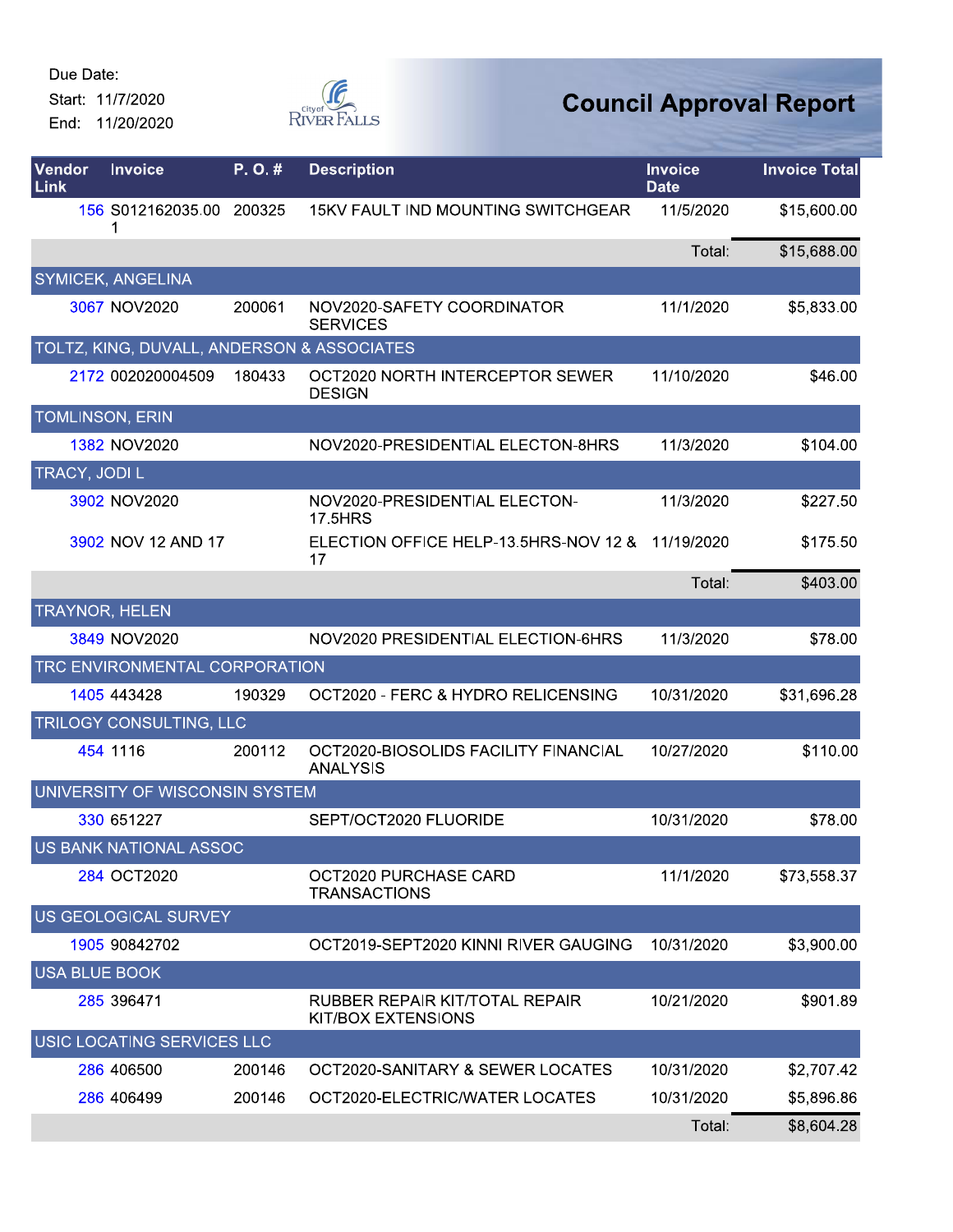Due Date:
Start: 11/7/2020
End: 11/20/2020

# Council Approval Report

| Vendor Link | Invoice | P. O. # | Description | Invoice Date | Invoice Total |
|---|---|---|---|---|---|
| 156 | S012162035.001 | 200325 | 15KV FAULT IND MOUNTING SWITCHGEAR | 11/5/2020 | $15,600.00 |
| | | | | Total: | $15,688.00 |
| SYMICEK, ANGELINA | | | | | |
| 3067 | NOV2020 | 200061 | NOV2020-SAFETY COORDINATOR SERVICES | 11/1/2020 | $5,833.00 |
| TOLTZ, KING, DUVALL, ANDERSON & ASSOCIATES | | | | | |
| 2172 | 002020004509 | 180433 | OCT2020 NORTH INTERCEPTOR SEWER DESIGN | 11/10/2020 | $46.00 |
| TOMLINSON, ERIN | | | | | |
| 1382 | NOV2020 | | NOV2020-PRESIDENTIAL ELECTON-8HRS | 11/3/2020 | $104.00 |
| TRACY, JODI L | | | | | |
| 3902 | NOV2020 | | NOV2020-PRESIDENTIAL ELECTON-17.5HRS | 11/3/2020 | $227.50 |
| 3902 | NOV 12 AND 17 | | ELECTION OFFICE HELP-13.5HRS-NOV 12 & 17 | 11/19/2020 | $175.50 |
| | | | | Total: | $403.00 |
| TRAYNOR, HELEN | | | | | |
| 3849 | NOV2020 | | NOV2020 PRESIDENTIAL ELECTION-6HRS | 11/3/2020 | $78.00 |
| TRC ENVIRONMENTAL CORPORATION | | | | | |
| 1405 | 443428 | 190329 | OCT2020 - FERC & HYDRO RELICENSING | 10/31/2020 | $31,696.28 |
| TRILOGY CONSULTING, LLC | | | | | |
| 454 | 1116 | 200112 | OCT2020-BIOSOLIDS FACILITY FINANCIAL ANALYSIS | 10/27/2020 | $110.00 |
| UNIVERSITY OF WISCONSIN SYSTEM | | | | | |
| 330 | 651227 | | SEPT/OCT2020 FLUORIDE | 10/31/2020 | $78.00 |
| US BANK NATIONAL ASSOC | | | | | |
| 284 | OCT2020 | | OCT2020 PURCHASE CARD TRANSACTIONS | 11/1/2020 | $73,558.37 |
| US GEOLOGICAL SURVEY | | | | | |
| 1905 | 90842702 | | OCT2019-SEPT2020 KINNI RIVER GAUGING | 10/31/2020 | $3,900.00 |
| USA BLUE BOOK | | | | | |
| 285 | 396471 | | RUBBER REPAIR KIT/TOTAL REPAIR KIT/BOX EXTENSIONS | 10/21/2020 | $901.89 |
| USIC LOCATING SERVICES LLC | | | | | |
| 286 | 406500 | 200146 | OCT2020-SANITARY & SEWER LOCATES | 10/31/2020 | $2,707.42 |
| 286 | 406499 | 200146 | OCT2020-ELECTRIC/WATER LOCATES | 10/31/2020 | $5,896.86 |
| | | | | Total: | $8,604.28 |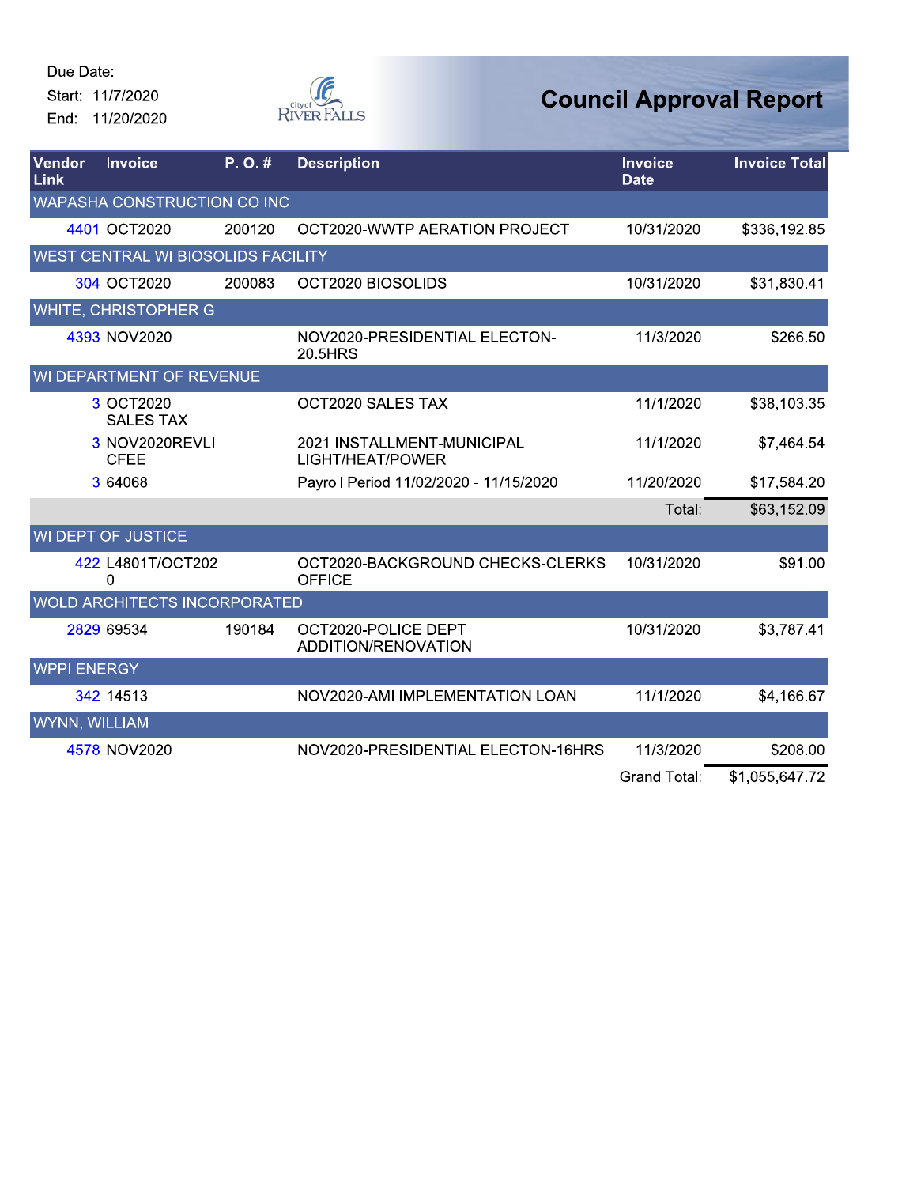Due Date:
Start: 11/7/2020
End: 11/20/2020

# Council Approval Report

| Vendor Link | Invoice | P. O. # | Description | Invoice Date | Invoice Total |
|---|---|---|---|---|---|
| WAPASHA CONSTRUCTION CO INC | | | | | |
| 4401 | OCT2020 | 200120 | OCT2020-WWTP AERATION PROJECT | 10/31/2020 | $336,192.85 |
| WEST CENTRAL WI BIOSOLIDS FACILITY | | | | | |
| 304 | OCT2020 | 200083 | OCT2020 BIOSOLIDS | 10/31/2020 | $31,830.41 |
| WHITE, CHRISTOPHER G | | | | | |
| 4393 | NOV2020 | | NOV2020-PRESIDENTIAL ELECTON-20.5HRS | 11/3/2020 | $266.50 |
| WI DEPARTMENT OF REVENUE | | | | | |
| 3 | OCT2020 SALES TAX | | OCT2020 SALES TAX | 11/1/2020 | $38,103.35 |
| 3 | NOV2020REVLICFEE | | 2021 INSTALLMENT-MUNICIPAL LIGHT/HEAT/POWER | 11/1/2020 | $7,464.54 |
| 3 | 64068 | | Payroll Period 11/02/2020 - 11/15/2020 | 11/20/2020 | $17,584.20 |
| | | | | Total: | $63,152.09 |
| WI DEPT OF JUSTICE | | | | | |
| 422 | L4801T/OCT2020 | | OCT2020-BACKGROUND CHECKS-CLERKS OFFICE | 10/31/2020 | $91.00 |
| WOLD ARCHITECTS INCORPORATED | | | | | |
| 2829 | 69534 | 190184 | OCT2020-POLICE DEPT ADDITION/RENOVATION | 10/31/2020 | $3,787.41 |
| WPPI ENERGY | | | | | |
| 342 | 14513 | | NOV2020-AMI IMPLEMENTATION LOAN | 11/1/2020 | $4,166.67 |
| WYNN, WILLIAM | | | | | |
| 4578 | NOV2020 | | NOV2020-PRESIDENTIAL ELECTON-16HRS | 11/3/2020 | $208.00 |
| | | | | Grand Total: | $1,055,647.72 |